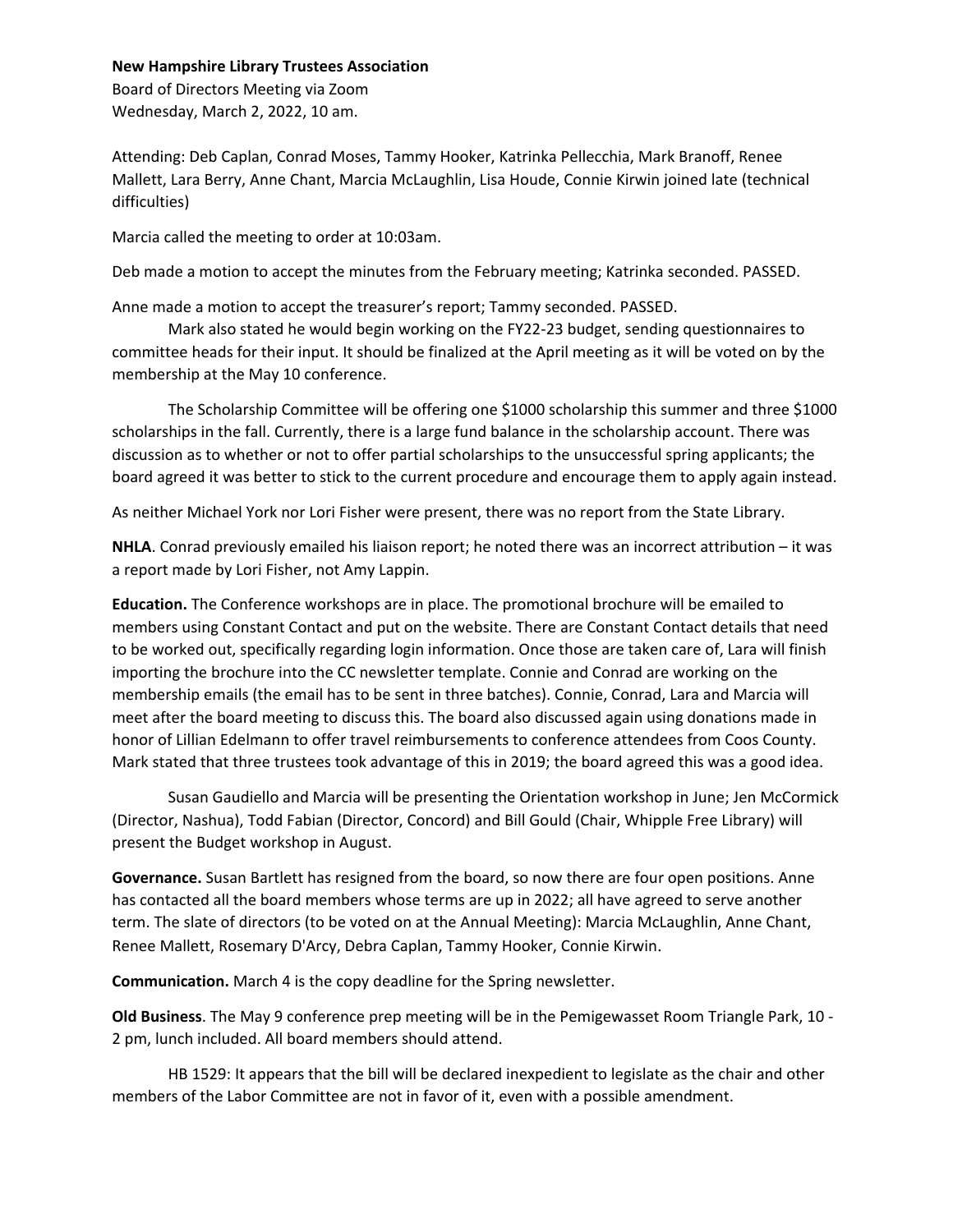**New Hampshire Library Trustees Association**

Board of Directors Meeting via Zoom
Wednesday, March 2, 2022, 10 am.

Attending: Deb Caplan, Conrad Moses, Tammy Hooker, Katrinka Pellecchia, Mark Branoff, Renee Mallett, Lara Berry, Anne Chant, Marcia McLaughlin, Lisa Houde, Connie Kirwin joined late (technical difficulties)

Marcia called the meeting to order at 10:03am.

Deb made a motion to accept the minutes from the February meeting; Katrinka seconded. PASSED.

Anne made a motion to accept the treasurer's report; Tammy seconded. PASSED.

Mark also stated he would begin working on the FY22-23 budget, sending questionnaires to committee heads for their input. It should be finalized at the April meeting as it will be voted on by the membership at the May 10 conference.

The Scholarship Committee will be offering one $1000 scholarship this summer and three $1000 scholarships in the fall. Currently, there is a large fund balance in the scholarship account. There was discussion as to whether or not to offer partial scholarships to the unsuccessful spring applicants; the board agreed it was better to stick to the current procedure and encourage them to apply again instead.

As neither Michael York nor Lori Fisher were present, there was no report from the State Library.

**NHLA**. Conrad previously emailed his liaison report; he noted there was an incorrect attribution – it was a report made by Lori Fisher, not Amy Lappin.

**Education.** The Conference workshops are in place. The promotional brochure will be emailed to members using Constant Contact and put on the website. There are Constant Contact details that need to be worked out, specifically regarding login information. Once those are taken care of, Lara will finish importing the brochure into the CC newsletter template. Connie and Conrad are working on the membership emails (the email has to be sent in three batches). Connie, Conrad, Lara and Marcia will meet after the board meeting to discuss this. The board also discussed again using donations made in honor of Lillian Edelmann to offer travel reimbursements to conference attendees from Coos County. Mark stated that three trustees took advantage of this in 2019; the board agreed this was a good idea.

Susan Gaudiello and Marcia will be presenting the Orientation workshop in June; Jen McCormick (Director, Nashua), Todd Fabian (Director, Concord) and Bill Gould (Chair, Whipple Free Library) will present the Budget workshop in August.

**Governance.** Susan Bartlett has resigned from the board, so now there are four open positions. Anne has contacted all the board members whose terms are up in 2022; all have agreed to serve another term. The slate of directors (to be voted on at the Annual Meeting): Marcia McLaughlin, Anne Chant, Renee Mallett, Rosemary D'Arcy, Debra Caplan, Tammy Hooker, Connie Kirwin.

**Communication.** March 4 is the copy deadline for the Spring newsletter.

**Old Business**. The May 9 conference prep meeting will be in the Pemigewasset Room Triangle Park, 10 - 2 pm, lunch included. All board members should attend.

HB 1529: It appears that the bill will be declared inexpedient to legislate as the chair and other members of the Labor Committee are not in favor of it, even with a possible amendment.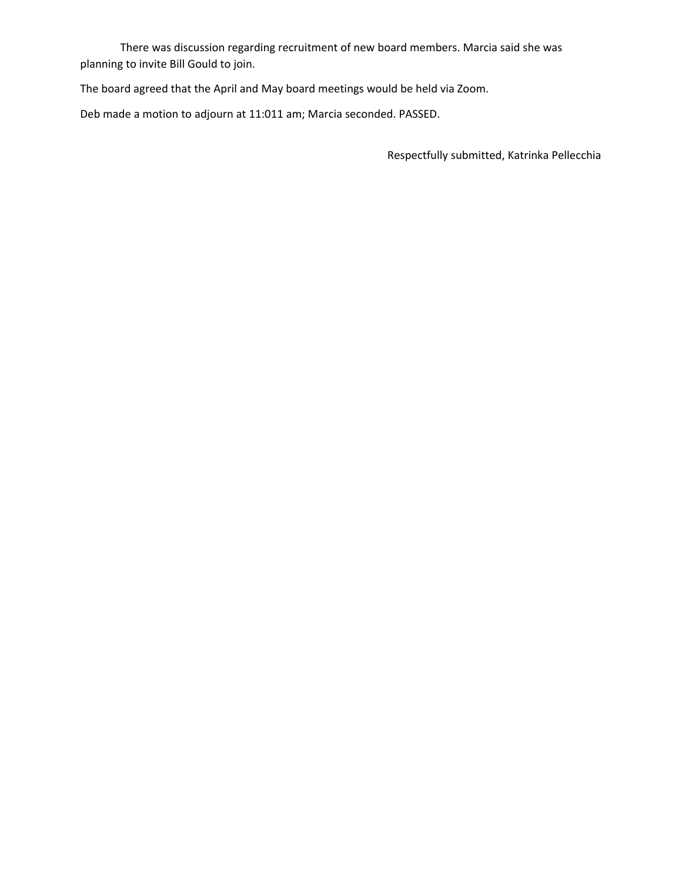There was discussion regarding recruitment of new board members. Marcia said she was planning to invite Bill Gould to join.

The board agreed that the April and May board meetings would be held via Zoom.

Deb made a motion to adjourn at 11:011 am; Marcia seconded. PASSED.

Respectfully submitted, Katrinka Pellecchia